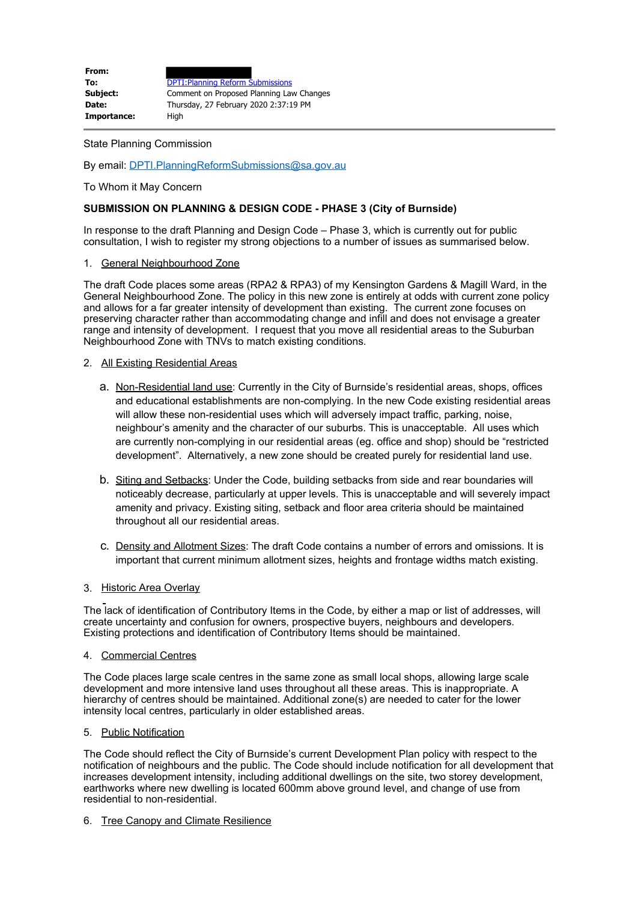| | |
|---|---|
| **From:** | |
| **To:** | DPTI:Planning Reform Submissions |
| **Subject:** | Comment on Proposed Planning Law Changes |
| **Date:** | Thursday, 27 February 2020 2:37:19 PM |
| **Importance:** | High |

State Planning Commission

By email: DPTI.PlanningReformSubmissions@sa.gov.au

To Whom it May Concern

**SUBMISSION ON PLANNING & DESIGN CODE - PHASE 3 (City of Burnside)**

In response to the draft Planning and Design Code – Phase 3, which is currently out for public consultation, I wish to register my strong objections to a number of issues as summarised below.

1. General Neighbourhood Zone

The draft Code places some areas (RPA2 & RPA3) of my Kensington Gardens & Magill Ward, in the General Neighbourhood Zone. The policy in this new zone is entirely at odds with current zone policy and allows for a far greater intensity of development than existing. The current zone focuses on preserving character rather than accommodating change and infill and does not envisage a greater range and intensity of development. I request that you move all residential areas to the Suburban Neighbourhood Zone with TNVs to match existing conditions.

2. All Existing Residential Areas

   a. Non-Residential land use: Currently in the City of Burnside's residential areas, shops, offices and educational establishments are non-complying. In the new Code existing residential areas will allow these non-residential uses which will adversely impact traffic, parking, noise, neighbour's amenity and the character of our suburbs. This is unacceptable. All uses which are currently non-complying in our residential areas (eg. office and shop) should be "restricted development". Alternatively, a new zone should be created purely for residential land use.

   b. Siting and Setbacks: Under the Code, building setbacks from side and rear boundaries will noticeably decrease, particularly at upper levels. This is unacceptable and will severely impact amenity and privacy. Existing siting, setback and floor area criteria should be maintained throughout all our residential areas.

   c. Density and Allotment Sizes: The draft Code contains a number of errors and omissions. It is important that current minimum allotment sizes, heights and frontage widths match existing.

3. Historic Area Overlay

The lack of identification of Contributory Items in the Code, by either a map or list of addresses, will create uncertainty and confusion for owners, prospective buyers, neighbours and developers. Existing protections and identification of Contributory Items should be maintained.

4. Commercial Centres

The Code places large scale centres in the same zone as small local shops, allowing large scale development and more intensive land uses throughout all these areas. This is inappropriate. A hierarchy of centres should be maintained. Additional zone(s) are needed to cater for the lower intensity local centres, particularly in older established areas.

5. Public Notification

The Code should reflect the City of Burnside's current Development Plan policy with respect to the notification of neighbours and the public. The Code should include notification for all development that increases development intensity, including additional dwellings on the site, two storey development, earthworks where new dwelling is located 600mm above ground level, and change of use from residential to non-residential.

6. Tree Canopy and Climate Resilience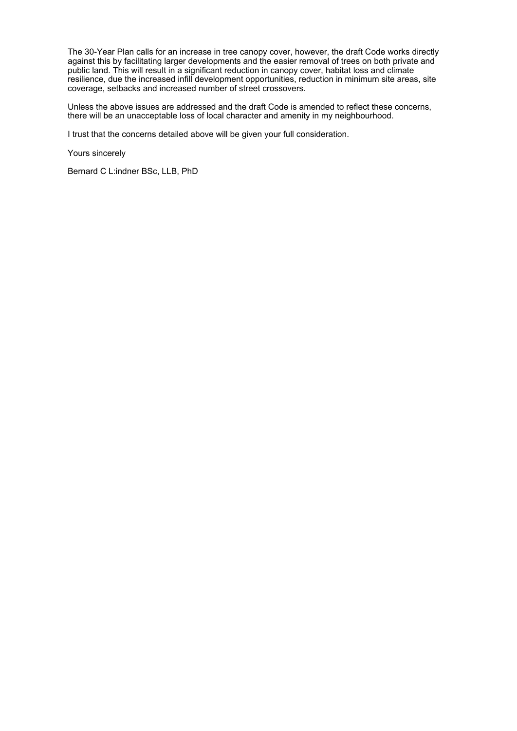The 30-Year Plan calls for an increase in tree canopy cover, however, the draft Code works directly against this by facilitating larger developments and the easier removal of trees on both private and public land. This will result in a significant reduction in canopy cover, habitat loss and climate resilience, due the increased infill development opportunities, reduction in minimum site areas, site coverage, setbacks and increased number of street crossovers.

Unless the above issues are addressed and the draft Code is amended to reflect these concerns, there will be an unacceptable loss of local character and amenity in my neighbourhood.

I trust that the concerns detailed above will be given your full consideration.

Yours sincerely

Bernard C L:indner BSc, LLB, PhD